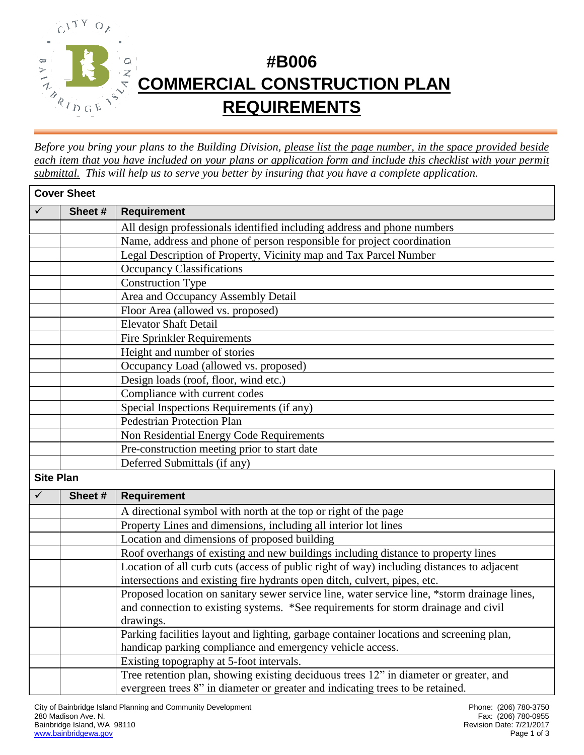# #B006 COMMERCIAL CONSTRUCTION PLAN REQUIREMENTS

*Before you bring your plans to the Building Division, please list the page number, in the space provided beside each item that you have included on your plans or application form and include this checklist with your permit submittal. This will help us to serve you better by insuring that you have a complete application.*

**Cover Sheet**

| ✓ | Sheet # | Requirement |
|---|---|---|
| | | All design professionals identified including address and phone numbers |
| | | Name, address and phone of person responsible for project coordination |
| | | Legal Description of Property, Vicinity map and Tax Parcel Number |
| | | Occupancy Classifications |
| | | Construction Type |
| | | Area and Occupancy Assembly Detail |
| | | Floor Area (allowed vs. proposed) |
| | | Elevator Shaft Detail |
| | | Fire Sprinkler Requirements |
| | | Height and number of stories |
| | | Occupancy Load (allowed vs. proposed) |
| | | Design loads (roof, floor, wind etc.) |
| | | Compliance with current codes |
| | | Special Inspections Requirements (if any) |
| | | Pedestrian Protection Plan |
| | | Non Residential Energy Code Requirements |
| | | Pre-construction meeting prior to start date |
| | | Deferred Submittals (if any) |

**Site Plan**

| ✓ | Sheet # | Requirement |
|---|---|---|
| | | A directional symbol with north at the top or right of the page |
| | | Property Lines and dimensions, including all interior lot lines |
| | | Location and dimensions of proposed building |
| | | Roof overhangs of existing and new buildings including distance to property lines |
| | | Location of all curb cuts (access of public right of way) including distances to adjacent intersections and existing fire hydrants open ditch, culvert, pipes, etc. |
| | | Proposed location on sanitary sewer service line, water service line, *storm drainage lines, and connection to existing systems. *See requirements for storm drainage and civil drawings. |
| | | Parking facilities layout and lighting, garbage container locations and screening plan, handicap parking compliance and emergency vehicle access. |
| | | Existing topography at 5-foot intervals. |
| | | Tree retention plan, showing existing deciduous trees 12" in diameter or greater, and evergreen trees 8" in diameter or greater and indicating trees to be retained. |

City of Bainbridge Island Planning and Community Development
280 Madison Ave. N.
Bainbridge Island, WA 98110
www.bainbridgewa.gov

Phone: (206) 780-3750
Fax: (206) 780-0955
Revision Date: 7/21/2017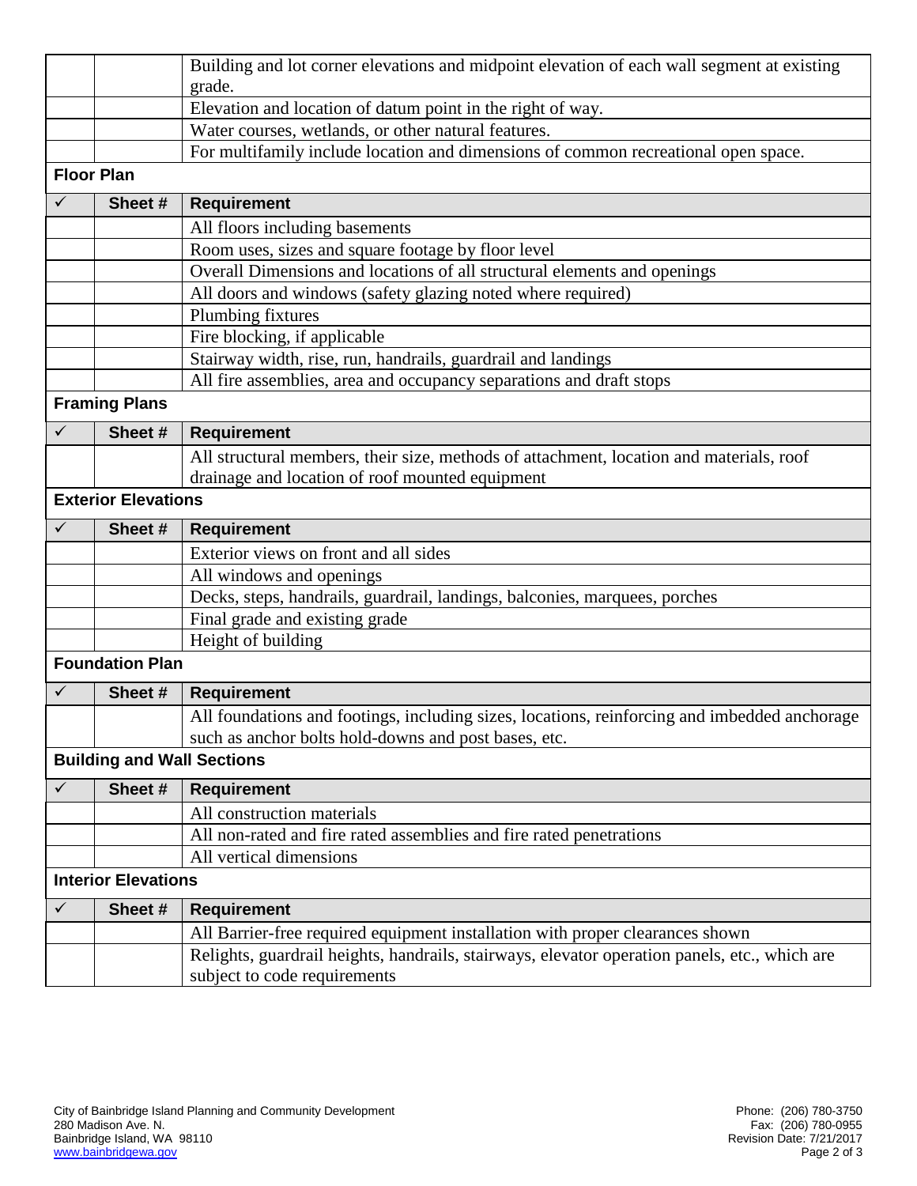| ✓ | Sheet # | Requirement |
|---|---|---|
| | | Building and lot corner elevations and midpoint elevation of each wall segment at existing grade. |
| | | Elevation and location of datum point in the right of way. |
| | | Water courses, wetlands, or other natural features. |
| | | For multifamily include location and dimensions of common recreational open space. |

### Floor Plan

| ✓ | Sheet # | Requirement |
|---|---|---|
| | | All floors including basements |
| | | Room uses, sizes and square footage by floor level |
| | | Overall Dimensions and locations of all structural elements and openings |
| | | All doors and windows (safety glazing noted where required) |
| | | Plumbing fixtures |
| | | Fire blocking, if applicable |
| | | Stairway width, rise, run, handrails, guardrail and landings |
| | | All fire assemblies, area and occupancy separations and draft stops |

### Framing Plans

| ✓ | Sheet # | Requirement |
|---|---|---|
| | | All structural members, their size, methods of attachment, location and materials, roof drainage and location of roof mounted equipment |

### Exterior Elevations

| ✓ | Sheet # | Requirement |
|---|---|---|
| | | Exterior views on front and all sides |
| | | All windows and openings |
| | | Decks, steps, handrails, guardrail, landings, balconies, marquees, porches |
| | | Final grade and existing grade |
| | | Height of building |

### Foundation Plan

| ✓ | Sheet # | Requirement |
|---|---|---|
| | | All foundations and footings, including sizes, locations, reinforcing and imbedded anchorage such as anchor bolts hold-downs and post bases, etc. |

### Building and Wall Sections

| ✓ | Sheet # | Requirement |
|---|---|---|
| | | All construction materials |
| | | All non-rated and fire rated assemblies and fire rated penetrations |
| | | All vertical dimensions |

### Interior Elevations

| ✓ | Sheet # | Requirement |
|---|---|---|
| | | All Barrier-free required equipment installation with proper clearances shown |
| | | Relights, guardrail heights, handrails, stairways, elevator operation panels, etc., which are subject to code requirements |

City of Bainbridge Island Planning and Community Development
280 Madison Ave. N.
Bainbridge Island, WA 98110
www.bainbridgewa.gov

Phone: (206) 780-3750
Fax: (206) 780-0955
Revision Date: 7/21/2017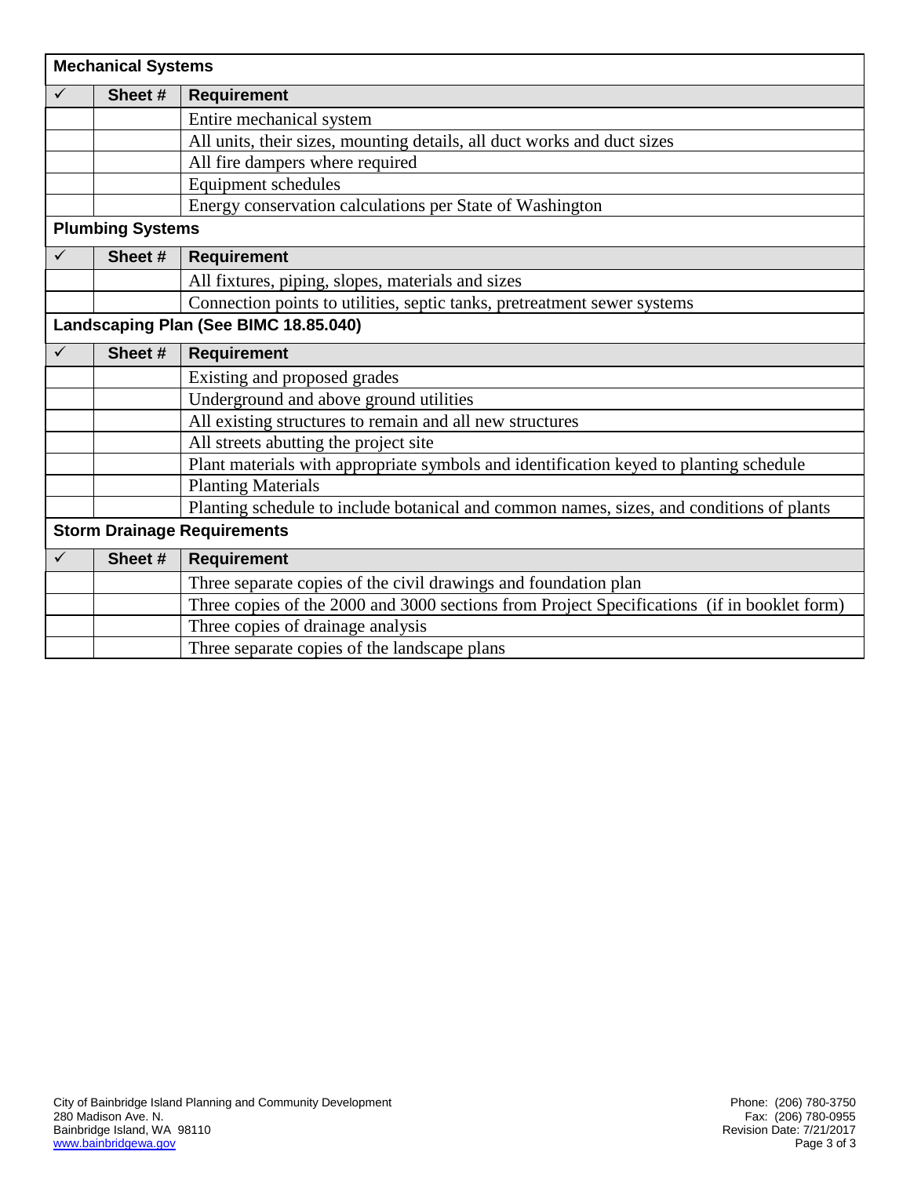## Mechanical Systems

| ✓ | Sheet # | Requirement |
|---|---|---|
| | | Entire mechanical system |
| | | All units, their sizes, mounting details, all duct works and duct sizes |
| | | All fire dampers where required |
| | | Equipment schedules |
| | | Energy conservation calculations per State of Washington |

## Plumbing Systems

| ✓ | Sheet # | Requirement |
|---|---|---|
| | | All fixtures, piping, slopes, materials and sizes |
| | | Connection points to utilities, septic tanks, pretreatment sewer systems |

## Landscaping Plan (See BIMC 18.85.040)

| ✓ | Sheet # | Requirement |
|---|---|---|
| | | Existing and proposed grades |
| | | Underground and above ground utilities |
| | | All existing structures to remain and all new structures |
| | | All streets abutting the project site |
| | | Plant materials with appropriate symbols and identification keyed to planting schedule |
| | | Planting Materials |
| | | Planting schedule to include botanical and common names, sizes, and conditions of plants |

## Storm Drainage Requirements

| ✓ | Sheet # | Requirement |
|---|---|---|
| | | Three separate copies of the civil drawings and foundation plan |
| | | Three copies of the 2000 and 3000 sections from Project Specifications (if in booklet form) |
| | | Three copies of drainage analysis |
| | | Three separate copies of the landscape plans |